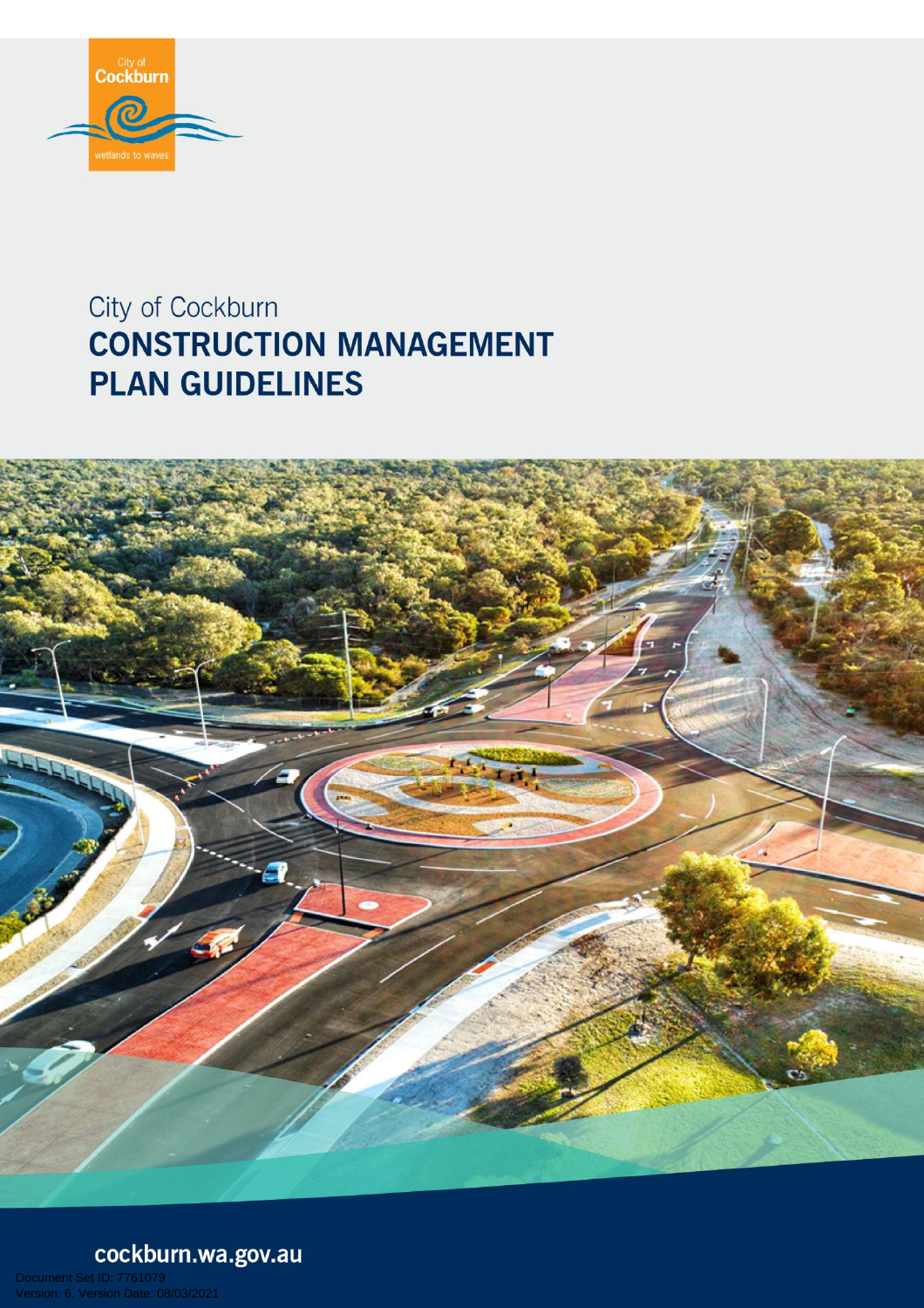City of Cockburn

# CONSTRUCTION MANAGEMENT PLAN GUIDELINES

cockburn.wa.gov.au

Document Set ID: 7761079
Version: 6, Version Date: 08/03/2021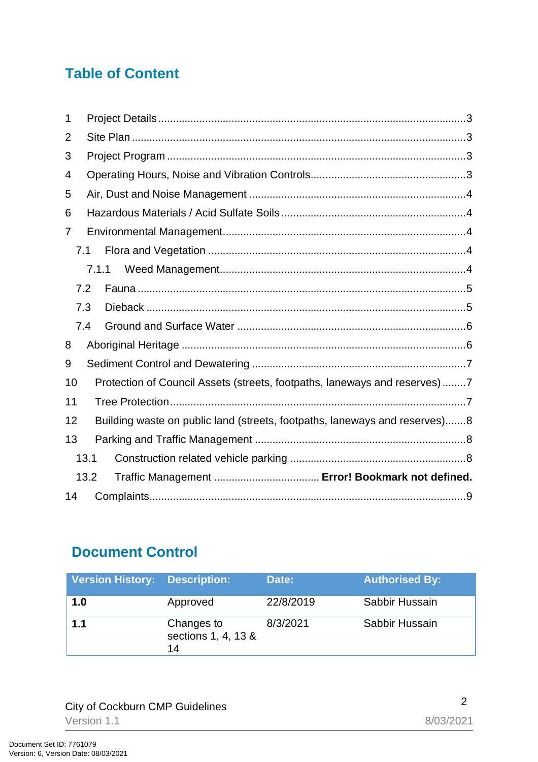## Table of Content

1 Project Details ........................................................................................................3
2 Site Plan ..................................................................................................................3
3 Project Program ......................................................................................................3
4 Operating Hours, Noise and Vibration Controls.....................................................3
5 Air, Dust and Noise Management .........................................................................4
6 Hazardous Materials / Acid Sulfate Soils ...............................................................4
7 Environmental Management...................................................................................4
  7.1 Flora and Vegetation .......................................................................................4
    7.1.1 Weed Management...................................................................................4
  7.2 Fauna ...............................................................................................................5
  7.3 Dieback ............................................................................................................5
  7.4 Ground and Surface Water .............................................................................6
8 Aboriginal Heritage ................................................................................................6
9 Sediment Control and Dewatering ........................................................................7
10 Protection of Council Assets (streets, footpaths, laneways and reserves) ........7
11 Tree Protection....................................................................................................7
12 Building waste on public land (streets, footpaths, laneways and reserves).......8
13 Parking and Traffic Management .......................................................................8
  13.1 Construction related vehicle parking ...........................................................8
  13.2 Traffic Management .................................... **Error! Bookmark not defined.**
14 Complaints..........................................................................................................9

## Document Control

| Version History: | Description: | Date: | Authorised By: |
|---|---|---|---|
| **1.0** | Approved | 22/8/2019 | Sabbir Hussain |
| **1.1** | Changes to sections 1, 4, 13 & 14 | 8/3/2021 | Sabbir Hussain |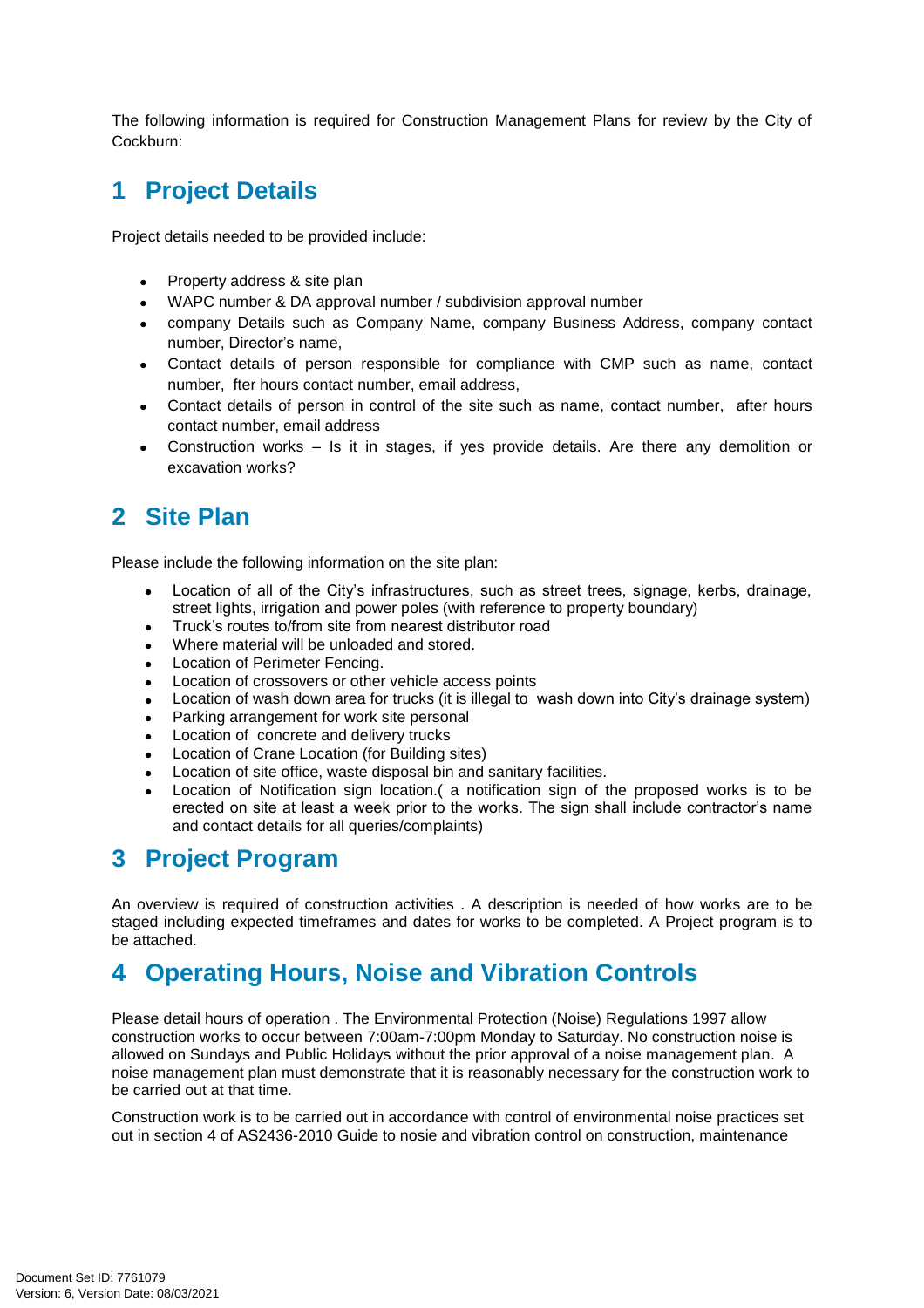The following information is required for Construction Management Plans for review by the City of Cockburn:

# 1 Project Details

Project details needed to be provided include:

- Property address & site plan
- WAPC number & DA approval number / subdivision approval number
- company Details such as Company Name, company Business Address, company contact number, Director's name,
- Contact details of person responsible for compliance with CMP such as name, contact number, fter hours contact number, email address,
- Contact details of person in control of the site such as name, contact number, after hours contact number, email address
- Construction works – Is it in stages, if yes provide details. Are there any demolition or excavation works?

# 2 Site Plan

Please include the following information on the site plan:

- Location of all of the City's infrastructures, such as street trees, signage, kerbs, drainage, street lights, irrigation and power poles (with reference to property boundary)
- Truck's routes to/from site from nearest distributor road
- Where material will be unloaded and stored.
- Location of Perimeter Fencing.
- Location of crossovers or other vehicle access points
- Location of wash down area for trucks (it is illegal to wash down into City's drainage system)
- Parking arrangement for work site personal
- Location of concrete and delivery trucks
- Location of Crane Location (for Building sites)
- Location of site office, waste disposal bin and sanitary facilities.
- Location of Notification sign location.( a notification sign of the proposed works is to be erected on site at least a week prior to the works. The sign shall include contractor's name and contact details for all queries/complaints)

# 3 Project Program

An overview is required of construction activities . A description is needed of how works are to be staged including expected timeframes and dates for works to be completed. A Project program is to be attached.

# 4 Operating Hours, Noise and Vibration Controls

Please detail hours of operation . The Environmental Protection (Noise) Regulations 1997 allow construction works to occur between 7:00am-7:00pm Monday to Saturday. No construction noise is allowed on Sundays and Public Holidays without the prior approval of a noise management plan. A noise management plan must demonstrate that it is reasonably necessary for the construction work to be carried out at that time.

Construction work is to be carried out in accordance with control of environmental noise practices set out in section 4 of AS2436-2010 Guide to nosie and vibration control on construction, maintenance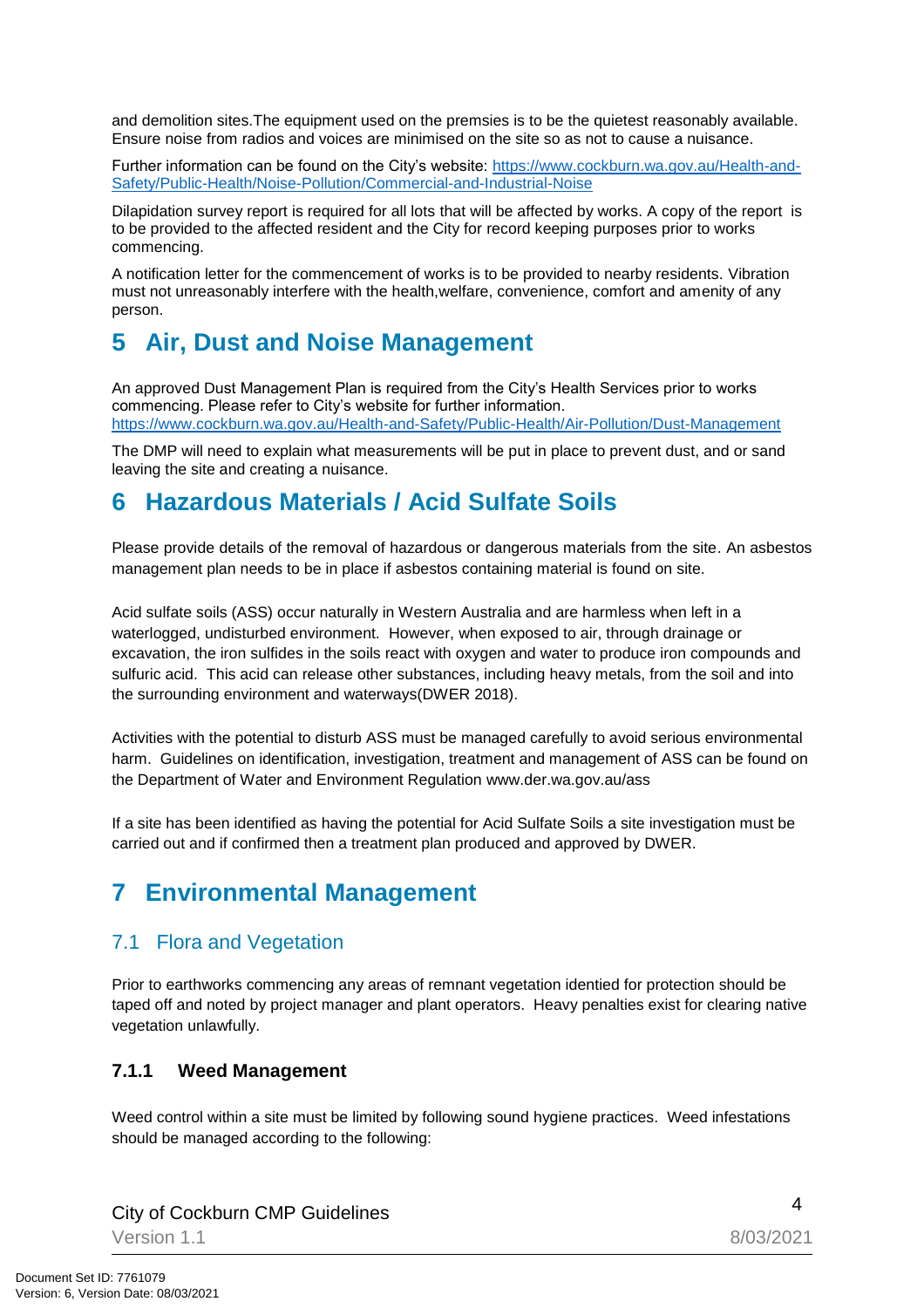and demolition sites.The equipment used on the premsies is to be the quietest reasonably available. Ensure noise from radios and voices are minimised on the site so as not to cause a nuisance.

Further information can be found on the City's website: https://www.cockburn.wa.gov.au/Health-and-Safety/Public-Health/Noise-Pollution/Commercial-and-Industrial-Noise

Dilapidation survey report is required for all lots that will be affected by works. A copy of the report is to be provided to the affected resident and the City for record keeping purposes prior to works commencing.

A notification letter for the commencement of works is to be provided to nearby residents. Vibration must not unreasonably interfere with the health,welfare, convenience, comfort and amenity of any person.

# 5 Air, Dust and Noise Management

An approved Dust Management Plan is required from the City's Health Services prior to works commencing. Please refer to City's website for further information. https://www.cockburn.wa.gov.au/Health-and-Safety/Public-Health/Air-Pollution/Dust-Management

The DMP will need to explain what measurements will be put in place to prevent dust, and or sand leaving the site and creating a nuisance.

# 6 Hazardous Materials / Acid Sulfate Soils

Please provide details of the removal of hazardous or dangerous materials from the site. An asbestos management plan needs to be in place if asbestos containing material is found on site.

Acid sulfate soils (ASS) occur naturally in Western Australia and are harmless when left in a waterlogged, undisturbed environment. However, when exposed to air, through drainage or excavation, the iron sulfides in the soils react with oxygen and water to produce iron compounds and sulfuric acid. This acid can release other substances, including heavy metals, from the soil and into the surrounding environment and waterways(DWER 2018).

Activities with the potential to disturb ASS must be managed carefully to avoid serious environmental harm. Guidelines on identification, investigation, treatment and management of ASS can be found on the Department of Water and Environment Regulation www.der.wa.gov.au/ass

If a site has been identified as having the potential for Acid Sulfate Soils a site investigation must be carried out and if confirmed then a treatment plan produced and approved by DWER.

# 7 Environmental Management

## 7.1 Flora and Vegetation

Prior to earthworks commencing any areas of remnant vegetation identied for protection should be taped off and noted by project manager and plant operators. Heavy penalties exist for clearing native vegetation unlawfully.

### 7.1.1 Weed Management

Weed control within a site must be limited by following sound hygiene practices. Weed infestations should be managed according to the following: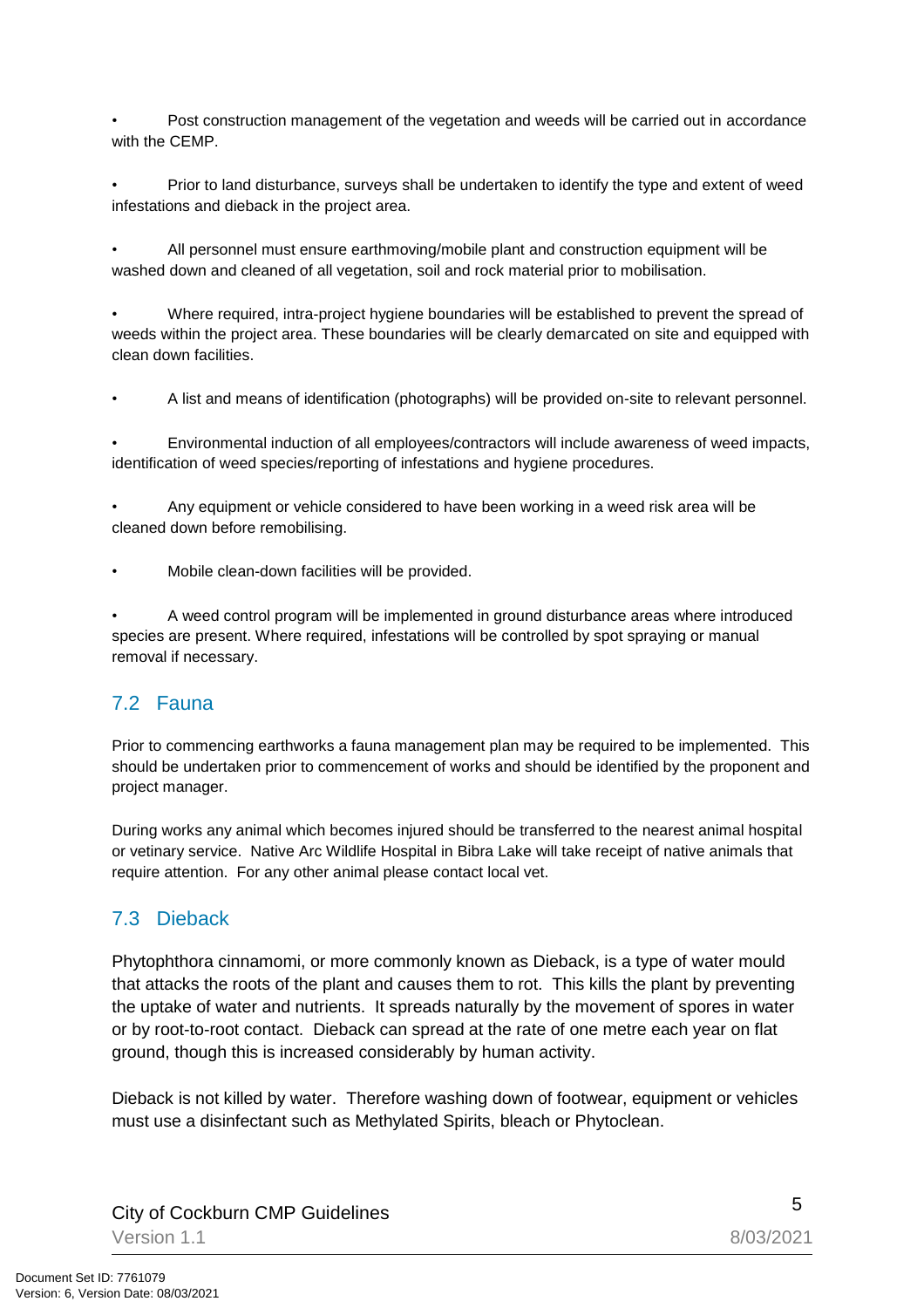- Post construction management of the vegetation and weeds will be carried out in accordance with the CEMP.

- Prior to land disturbance, surveys shall be undertaken to identify the type and extent of weed infestations and dieback in the project area.

- All personnel must ensure earthmoving/mobile plant and construction equipment will be washed down and cleaned of all vegetation, soil and rock material prior to mobilisation.

- Where required, intra-project hygiene boundaries will be established to prevent the spread of weeds within the project area. These boundaries will be clearly demarcated on site and equipped with clean down facilities.

- A list and means of identification (photographs) will be provided on-site to relevant personnel.

- Environmental induction of all employees/contractors will include awareness of weed impacts, identification of weed species/reporting of infestations and hygiene procedures.

- Any equipment or vehicle considered to have been working in a weed risk area will be cleaned down before remobilising.

- Mobile clean-down facilities will be provided.

- A weed control program will be implemented in ground disturbance areas where introduced species are present. Where required, infestations will be controlled by spot spraying or manual removal if necessary.

## 7.2 Fauna

Prior to commencing earthworks a fauna management plan may be required to be implemented. This should be undertaken prior to commencement of works and should be identified by the proponent and project manager.

During works any animal which becomes injured should be transferred to the nearest animal hospital or vetinary service. Native Arc Wildlife Hospital in Bibra Lake will take receipt of native animals that require attention. For any other animal please contact local vet.

## 7.3 Dieback

Phytophthora cinnamomi, or more commonly known as Dieback, is a type of water mould that attacks the roots of the plant and causes them to rot. This kills the plant by preventing the uptake of water and nutrients. It spreads naturally by the movement of spores in water or by root-to-root contact. Dieback can spread at the rate of one metre each year on flat ground, though this is increased considerably by human activity.

Dieback is not killed by water. Therefore washing down of footwear, equipment or vehicles must use a disinfectant such as Methylated Spirits, bleach or Phytoclean.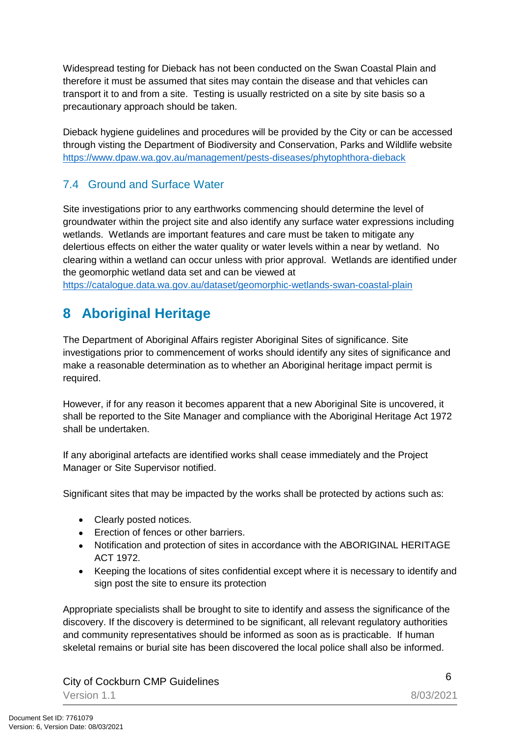Widespread testing for Dieback has not been conducted on the Swan Coastal Plain and therefore it must be assumed that sites may contain the disease and that vehicles can transport it to and from a site. Testing is usually restricted on a site by site basis so a precautionary approach should be taken.

Dieback hygiene guidelines and procedures will be provided by the City or can be accessed through visting the Department of Biodiversity and Conservation, Parks and Wildlife website https://www.dpaw.wa.gov.au/management/pests-diseases/phytophthora-dieback

### 7.4 Ground and Surface Water

Site investigations prior to any earthworks commencing should determine the level of groundwater within the project site and also identify any surface water expressions including wetlands. Wetlands are important features and care must be taken to mitigate any delertious effects on either the water quality or water levels within a near by wetland. No clearing within a wetland can occur unless with prior approval. Wetlands are identified under the geomorphic wetland data set and can be viewed at https://catalogue.data.wa.gov.au/dataset/geomorphic-wetlands-swan-coastal-plain

## 8 Aboriginal Heritage

The Department of Aboriginal Affairs register Aboriginal Sites of significance. Site investigations prior to commencement of works should identify any sites of significance and make a reasonable determination as to whether an Aboriginal heritage impact permit is required.

However, if for any reason it becomes apparent that a new Aboriginal Site is uncovered, it shall be reported to the Site Manager and compliance with the Aboriginal Heritage Act 1972 shall be undertaken.

If any aboriginal artefacts are identified works shall cease immediately and the Project Manager or Site Supervisor notified.

Significant sites that may be impacted by the works shall be protected by actions such as:

- Clearly posted notices.
- Erection of fences or other barriers.
- Notification and protection of sites in accordance with the ABORIGINAL HERITAGE ACT 1972.
- Keeping the locations of sites confidential except where it is necessary to identify and sign post the site to ensure its protection

Appropriate specialists shall be brought to site to identify and assess the significance of the discovery. If the discovery is determined to be significant, all relevant regulatory authorities and community representatives should be informed as soon as is practicable. If human skeletal remains or burial site has been discovered the local police shall also be informed.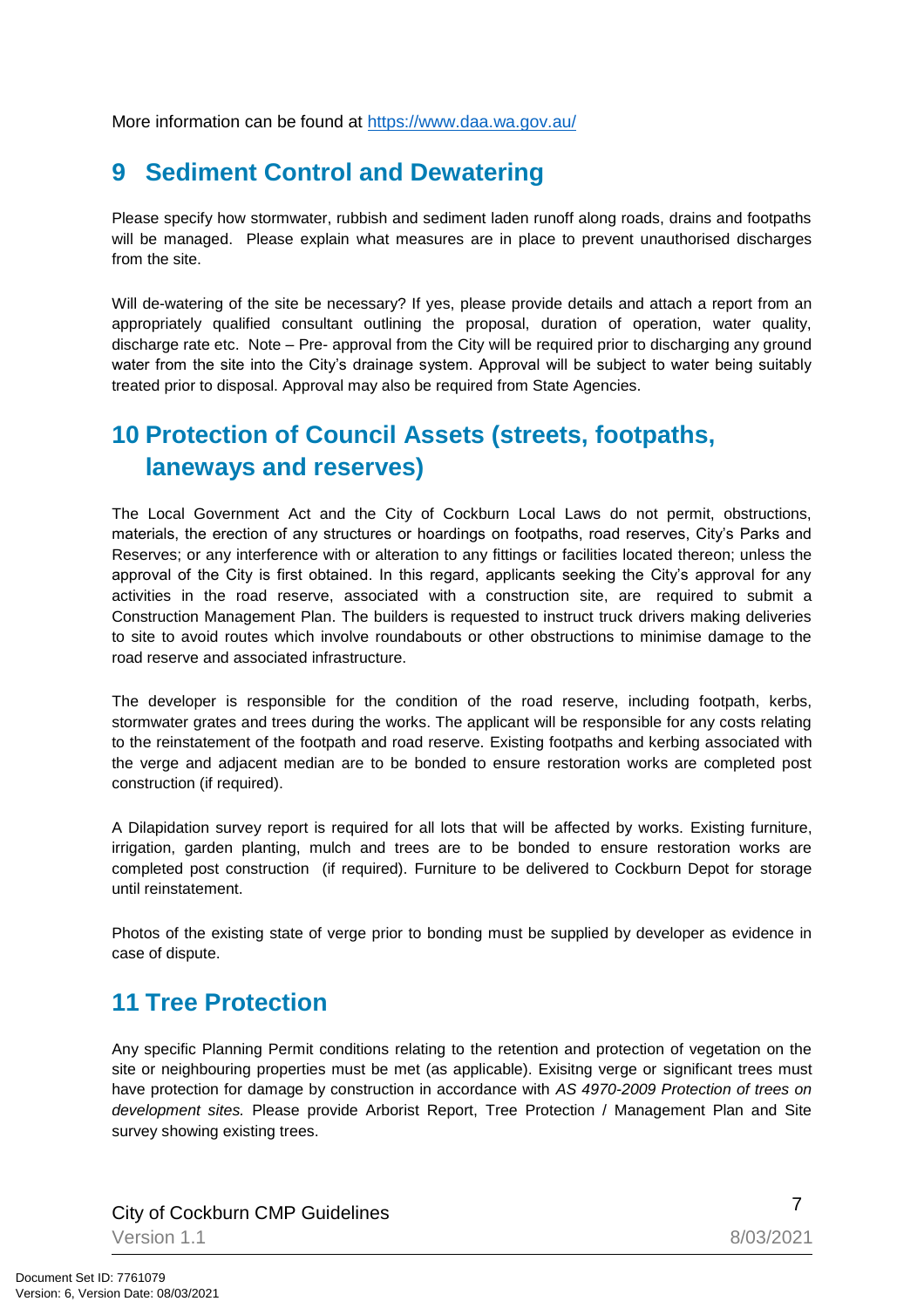More information can be found at https://www.daa.wa.gov.au/

# 9 Sediment Control and Dewatering

Please specify how stormwater, rubbish and sediment laden runoff along roads, drains and footpaths will be managed. Please explain what measures are in place to prevent unauthorised discharges from the site.

Will de-watering of the site be necessary? If yes, please provide details and attach a report from an appropriately qualified consultant outlining the proposal, duration of operation, water quality, discharge rate etc. Note – Pre- approval from the City will be required prior to discharging any ground water from the site into the City's drainage system. Approval will be subject to water being suitably treated prior to disposal. Approval may also be required from State Agencies.

# 10 Protection of Council Assets (streets, footpaths, laneways and reserves)

The Local Government Act and the City of Cockburn Local Laws do not permit, obstructions, materials, the erection of any structures or hoardings on footpaths, road reserves, City's Parks and Reserves; or any interference with or alteration to any fittings or facilities located thereon; unless the approval of the City is first obtained. In this regard, applicants seeking the City's approval for any activities in the road reserve, associated with a construction site, are required to submit a Construction Management Plan. The builders is requested to instruct truck drivers making deliveries to site to avoid routes which involve roundabouts or other obstructions to minimise damage to the road reserve and associated infrastructure.

The developer is responsible for the condition of the road reserve, including footpath, kerbs, stormwater grates and trees during the works. The applicant will be responsible for any costs relating to the reinstatement of the footpath and road reserve. Existing footpaths and kerbing associated with the verge and adjacent median are to be bonded to ensure restoration works are completed post construction (if required).

A Dilapidation survey report is required for all lots that will be affected by works. Existing furniture, irrigation, garden planting, mulch and trees are to be bonded to ensure restoration works are completed post construction (if required). Furniture to be delivered to Cockburn Depot for storage until reinstatement.

Photos of the existing state of verge prior to bonding must be supplied by developer as evidence in case of dispute.

# 11 Tree Protection

Any specific Planning Permit conditions relating to the retention and protection of vegetation on the site or neighbouring properties must be met (as applicable). Exisitng verge or significant trees must have protection for damage by construction in accordance with *AS 4970-2009 Protection of trees on development sites.* Please provide Arborist Report, Tree Protection / Management Plan and Site survey showing existing trees.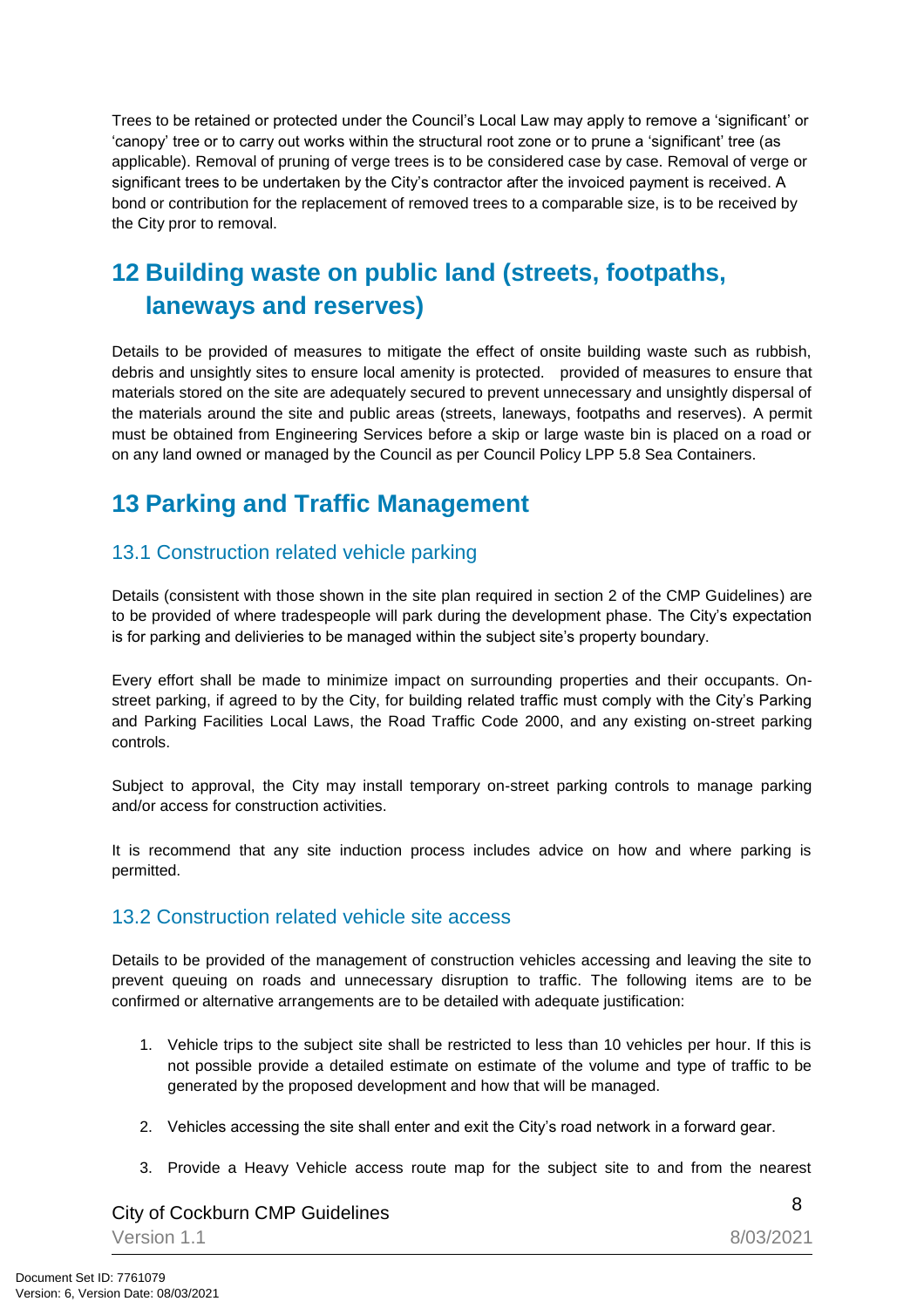Trees to be retained or protected under the Council's Local Law may apply to remove a 'significant' or 'canopy' tree or to carry out works within the structural root zone or to prune a 'significant' tree (as applicable). Removal of pruning of verge trees is to be considered case by case. Removal of verge or significant trees to be undertaken by the City's contractor after the invoiced payment is received. A bond or contribution for the replacement of removed trees to a comparable size, is to be received by the City pror to removal.

# 12 Building waste on public land (streets, footpaths, laneways and reserves)

Details to be provided of measures to mitigate the effect of onsite building waste such as rubbish, debris and unsightly sites to ensure local amenity is protected. provided of measures to ensure that materials stored on the site are adequately secured to prevent unnecessary and unsightly dispersal of the materials around the site and public areas (streets, laneways, footpaths and reserves). A permit must be obtained from Engineering Services before a skip or large waste bin is placed on a road or on any land owned or managed by the Council as per Council Policy LPP 5.8 Sea Containers.

# 13 Parking and Traffic Management

## 13.1 Construction related vehicle parking

Details (consistent with those shown in the site plan required in section 2 of the CMP Guidelines) are to be provided of where tradespeople will park during the development phase. The City's expectation is for parking and delivieries to be managed within the subject site's property boundary.

Every effort shall be made to minimize impact on surrounding properties and their occupants. On-street parking, if agreed to by the City, for building related traffic must comply with the City's Parking and Parking Facilities Local Laws, the Road Traffic Code 2000, and any existing on-street parking controls.

Subject to approval, the City may install temporary on-street parking controls to manage parking and/or access for construction activities.

It is recommend that any site induction process includes advice on how and where parking is permitted.

## 13.2 Construction related vehicle site access

Details to be provided of the management of construction vehicles accessing and leaving the site to prevent queuing on roads and unnecessary disruption to traffic. The following items are to be confirmed or alternative arrangements are to be detailed with adequate justification:

1. Vehicle trips to the subject site shall be restricted to less than 10 vehicles per hour. If this is not possible provide a detailed estimate on estimate of the volume and type of traffic to be generated by the proposed development and how that will be managed.
2. Vehicles accessing the site shall enter and exit the City's road network in a forward gear.
3. Provide a Heavy Vehicle access route map for the subject site to and from the nearest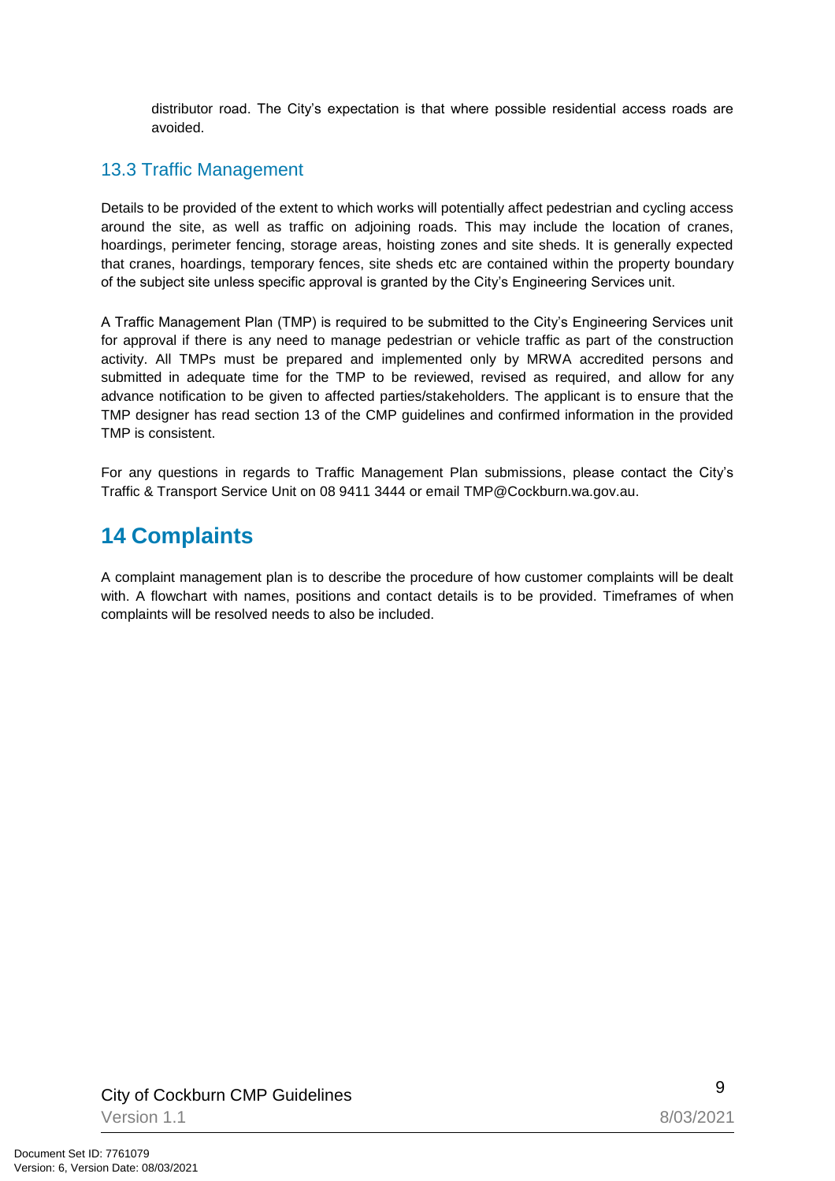distributor road. The City's expectation is that where possible residential access roads are avoided.

### 13.3 Traffic Management

Details to be provided of the extent to which works will potentially affect pedestrian and cycling access around the site, as well as traffic on adjoining roads. This may include the location of cranes, hoardings, perimeter fencing, storage areas, hoisting zones and site sheds. It is generally expected that cranes, hoardings, temporary fences, site sheds etc are contained within the property boundary of the subject site unless specific approval is granted by the City's Engineering Services unit.

A Traffic Management Plan (TMP) is required to be submitted to the City's Engineering Services unit for approval if there is any need to manage pedestrian or vehicle traffic as part of the construction activity. All TMPs must be prepared and implemented only by MRWA accredited persons and submitted in adequate time for the TMP to be reviewed, revised as required, and allow for any advance notification to be given to affected parties/stakeholders. The applicant is to ensure that the TMP designer has read section 13 of the CMP guidelines and confirmed information in the provided TMP is consistent.

For any questions in regards to Traffic Management Plan submissions, please contact the City's Traffic & Transport Service Unit on 08 9411 3444 or email TMP@Cockburn.wa.gov.au.

## 14 Complaints

A complaint management plan is to describe the procedure of how customer complaints will be dealt with. A flowchart with names, positions and contact details is to be provided. Timeframes of when complaints will be resolved needs to also be included.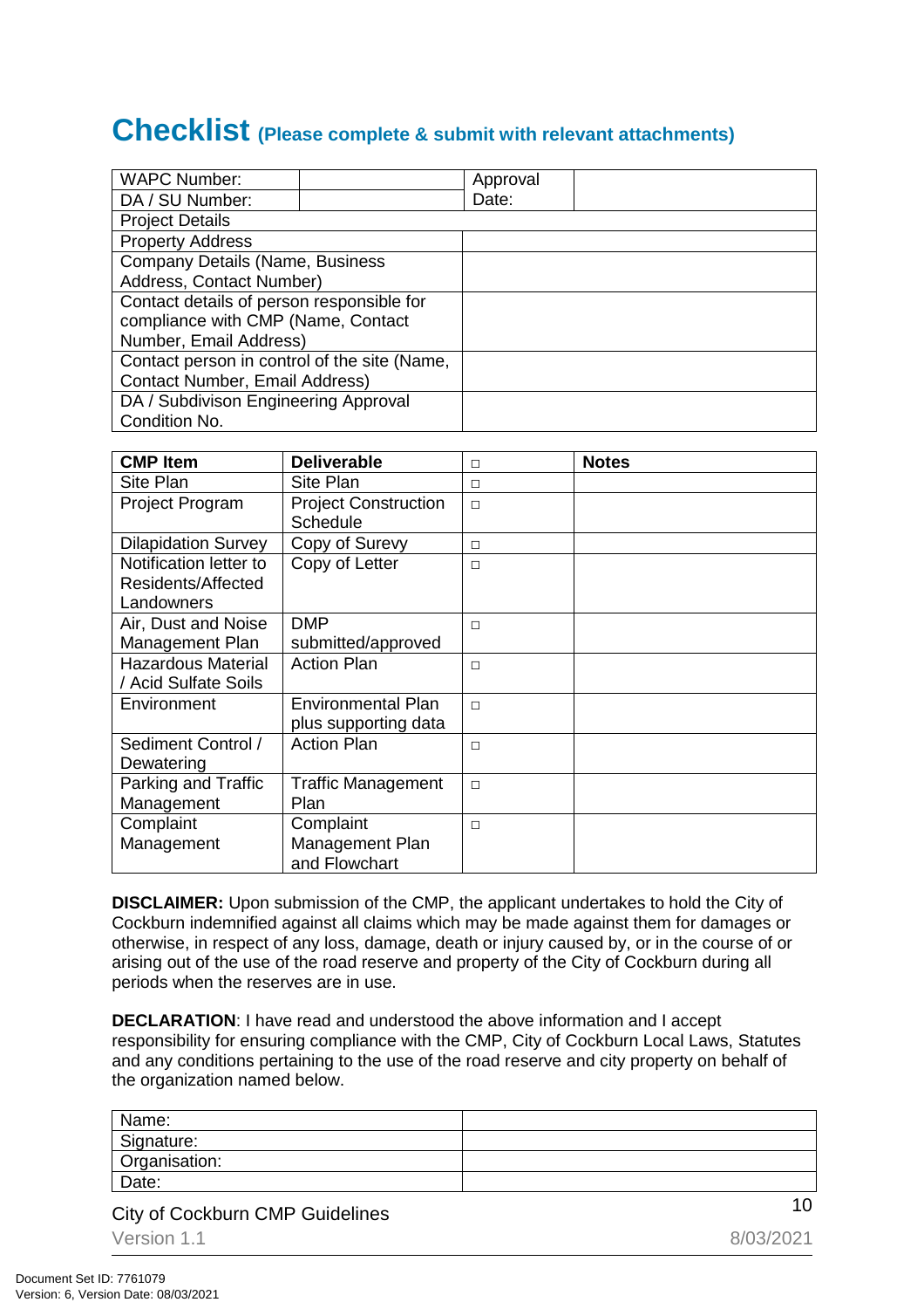# Checklist (Please complete & submit with relevant attachments)

| WAPC Number: | | Approval Date: | |
|---|---|---|---|
| DA / SU Number: | | | |
| Project Details | | | |
| Property Address | | | |
| Company Details (Name, Business Address, Contact Number) | | | |
| Contact details of person responsible for compliance with CMP (Name, Contact Number, Email Address) | | | |
| Contact person in control of the site (Name, Contact Number, Email Address) | | | |
| DA / Subdivison Engineering Approval Condition No. | | | |

| CMP Item | Deliverable | □ | Notes |
|---|---|---|---|
| Site Plan | Site Plan | □ | |
| Project Program | Project Construction Schedule | □ | |
| Dilapidation Survey | Copy of Surevy | □ | |
| Notification letter to Residents/Affected Landowners | Copy of Letter | □ | |
| Air, Dust and Noise Management Plan | DMP submitted/approved | □ | |
| Hazardous Material / Acid Sulfate Soils | Action Plan | □ | |
| Environment | Environmental Plan plus supporting data | □ | |
| Sediment Control / Dewatering | Action Plan | □ | |
| Parking and Traffic Management | Traffic Management Plan | □ | |
| Complaint Management | Complaint Management Plan and Flowchart | □ | |

**DISCLAIMER:** Upon submission of the CMP, the applicant undertakes to hold the City of Cockburn indemnified against all claims which may be made against them for damages or otherwise, in respect of any loss, damage, death or injury caused by, or in the course of or arising out of the use of the road reserve and property of the City of Cockburn during all periods when the reserves are in use.

**DECLARATION**: I have read and understood the above information and I accept responsibility for ensuring compliance with the CMP, City of Cockburn Local Laws, Statutes and any conditions pertaining to the use of the road reserve and city property on behalf of the organization named below.

| Name: | |
|---|---|
| Signature: | |
| Organisation: | |
| Date: | |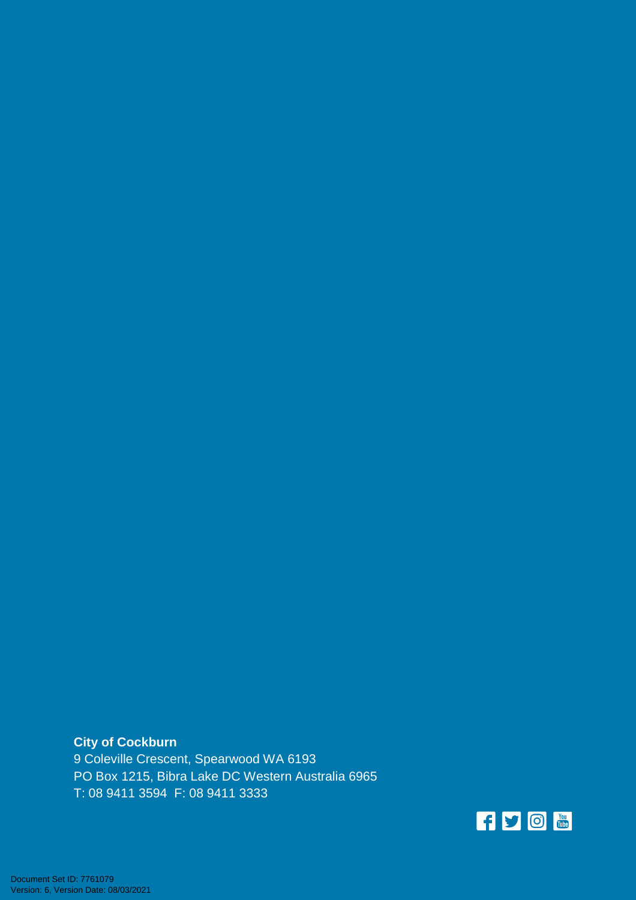**City of Cockburn**

9 Coleville Crescent, Spearwood WA 6193

PO Box 1215, Bibra Lake DC Western Australia 6965

T: 08 9411 3594 F: 08 9411 3333

Document Set ID: 7761079

Version: 6, Version Date: 08/03/2021